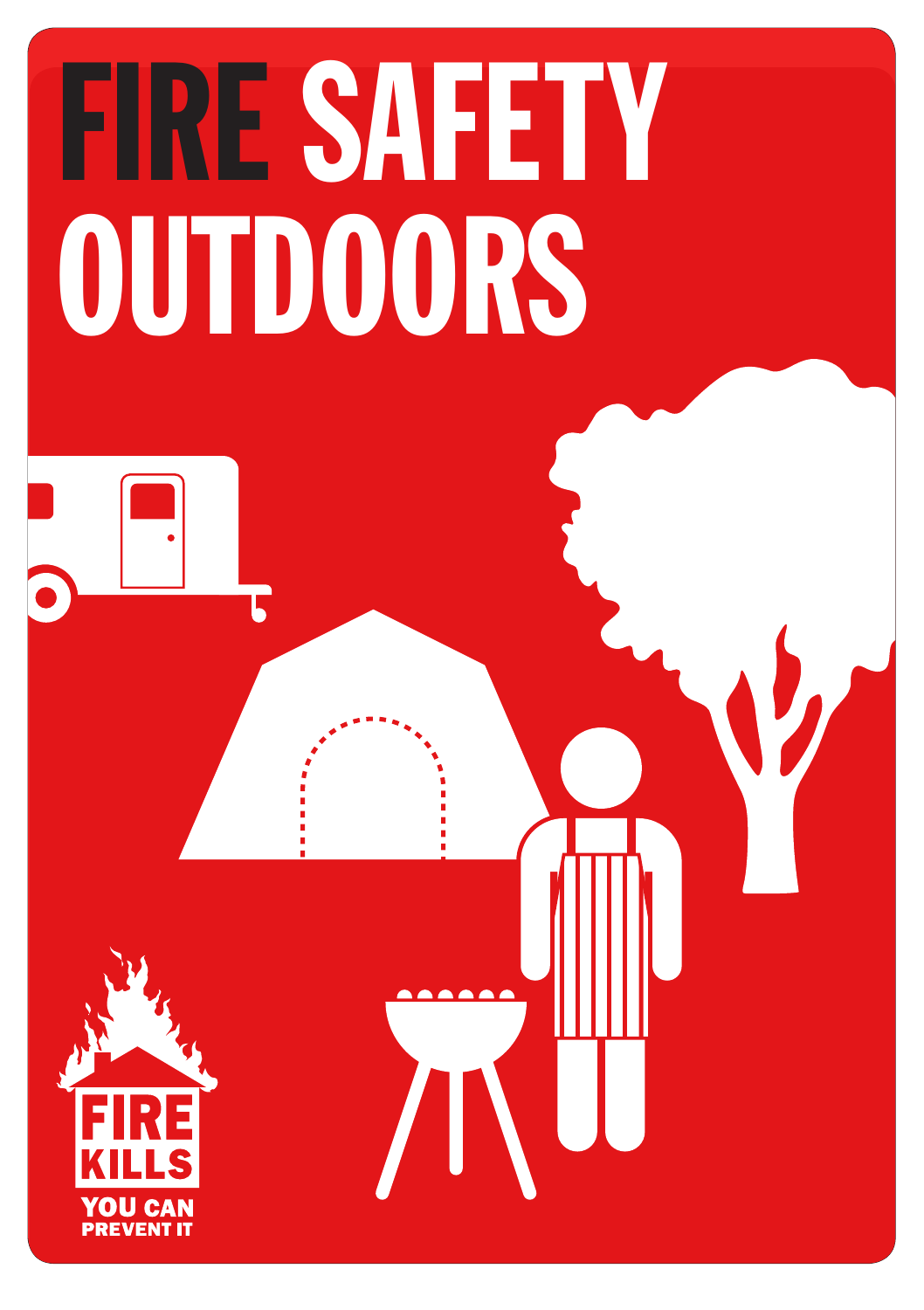# FIRE SAFETY OUTDOORS

FIRE KILLS

YOU CAN PREVENT IT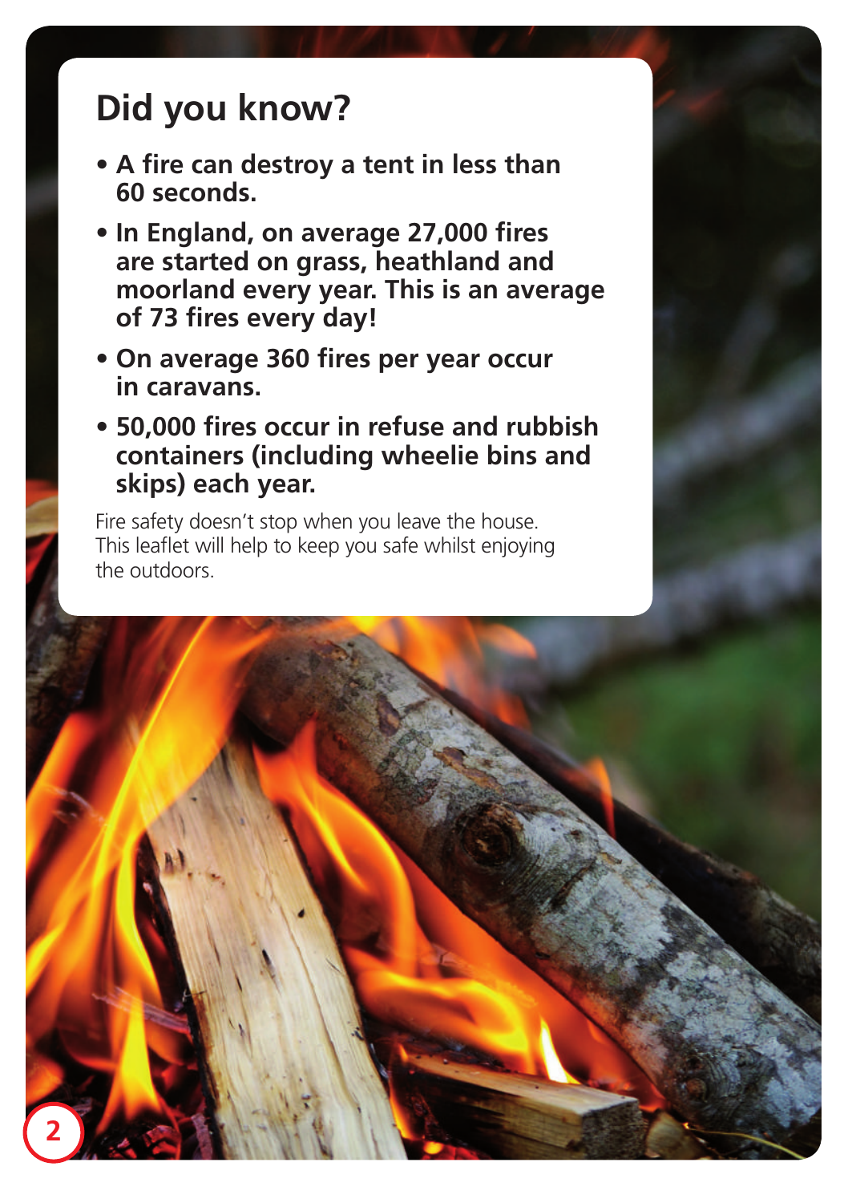# Did you know?

- **A fire can destroy a tent in less than 60 seconds.**
- **In England, on average 27,000 fires are started on grass, heathland and moorland every year. This is an average of 73 fires every day!**
- **On average 360 fires per year occur in caravans.**
- **50,000 fires occur in refuse and rubbish containers (including wheelie bins and skips) each year.**

Fire safety doesn't stop when you leave the house. This leaflet will help to keep you safe whilst enjoying the outdoors.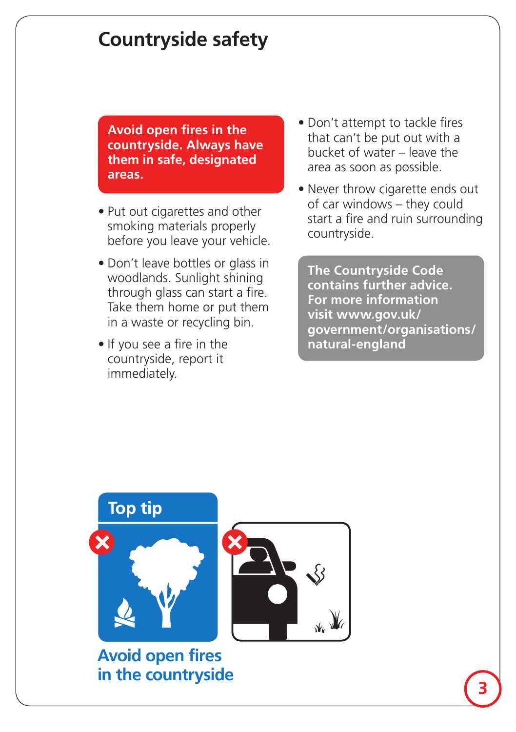# Countryside safety

**Avoid open fires in the countryside. Always have them in safe, designated areas.**

- Put out cigarettes and other smoking materials properly before you leave your vehicle.
- Don't leave bottles or glass in woodlands. Sunlight shining through glass can start a fire. Take them home or put them in a waste or recycling bin.
- If you see a fire in the countryside, report it immediately.
- Don't attempt to tackle fires that can't be put out with a bucket of water – leave the area as soon as possible.
- Never throw cigarette ends out of car windows – they could start a fire and ruin surrounding countryside.

**The Countryside Code contains further advice. For more information visit www.gov.uk/government/organisations/natural-england**

## Top tip

**Avoid open fires in the countryside**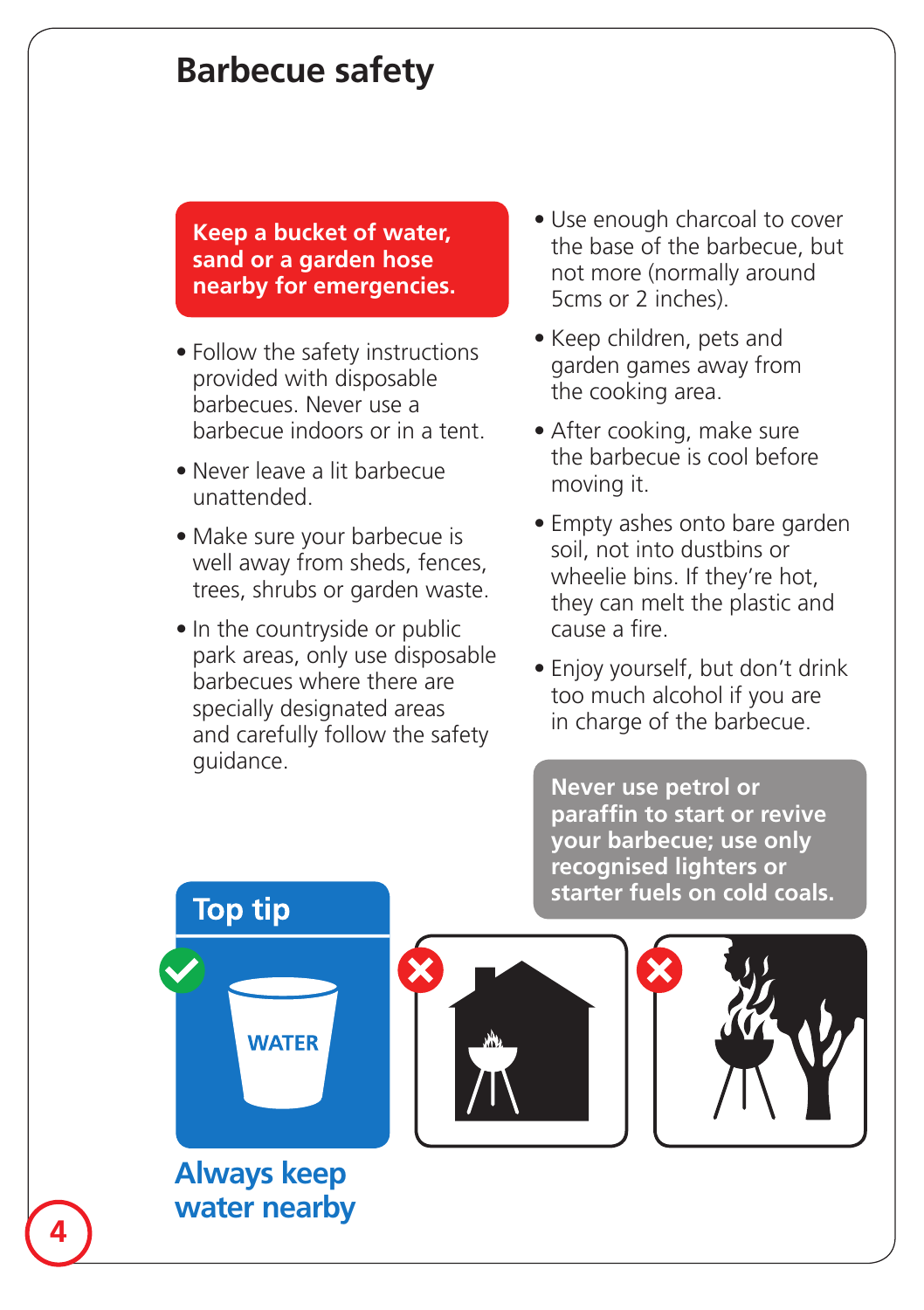# Barbecue safety

**Keep a bucket of water, sand or a garden hose nearby for emergencies.**

- Follow the safety instructions provided with disposable barbecues. Never use a barbecue indoors or in a tent.
- Never leave a lit barbecue unattended.
- Make sure your barbecue is well away from sheds, fences, trees, shrubs or garden waste.
- In the countryside or public park areas, only use disposable barbecues where there are specially designated areas and carefully follow the safety guidance.
- Use enough charcoal to cover the base of the barbecue, but not more (normally around 5cms or 2 inches).
- Keep children, pets and garden games away from the cooking area.
- After cooking, make sure the barbecue is cool before moving it.
- Empty ashes onto bare garden soil, not into dustbins or wheelie bins. If they're hot, they can melt the plastic and cause a fire.
- Enjoy yourself, but don't drink too much alcohol if you are in charge of the barbecue.

**Never use petrol or paraffin to start or revive your barbecue; use only recognised lighters or starter fuels on cold coals.**

## Top tip

WATER

**Always keep water nearby**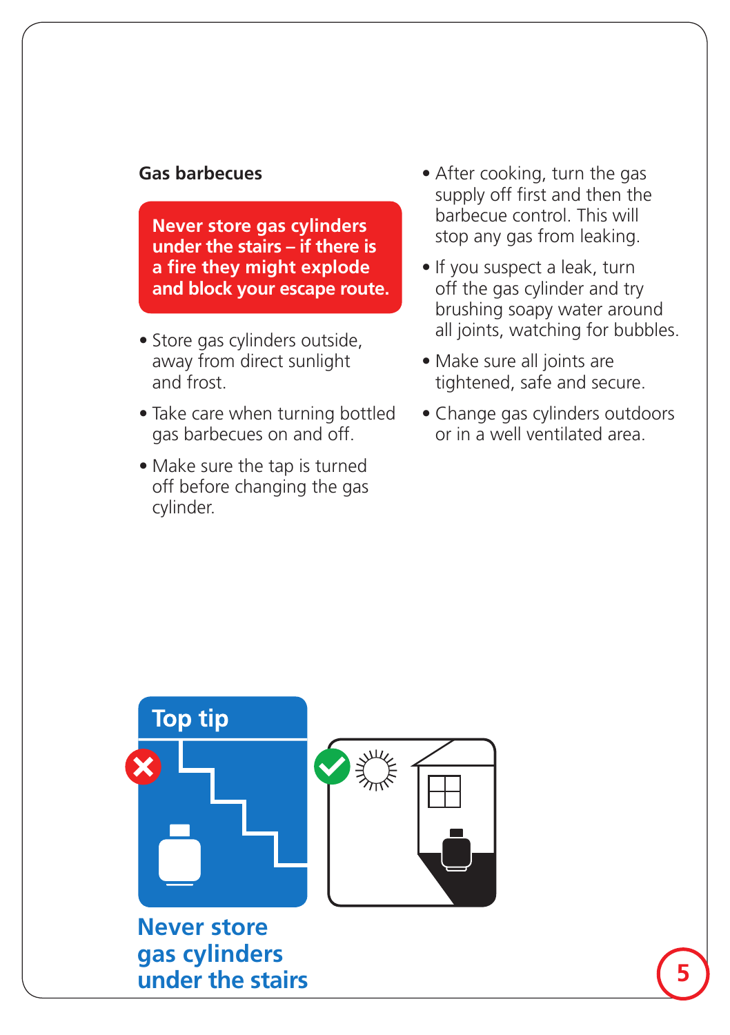## Gas barbecues

**Never store gas cylinders under the stairs – if there is a fire they might explode and block your escape route.**

- Store gas cylinders outside, away from direct sunlight and frost.
- Take care when turning bottled gas barbecues on and off.
- Make sure the tap is turned off before changing the gas cylinder.
- After cooking, turn the gas supply off first and then the barbecue control. This will stop any gas from leaking.
- If you suspect a leak, turn off the gas cylinder and try brushing soapy water around all joints, watching for bubbles.
- Make sure all joints are tightened, safe and secure.
- Change gas cylinders outdoors or in a well ventilated area.

### Top tip

**Never store gas cylinders under the stairs**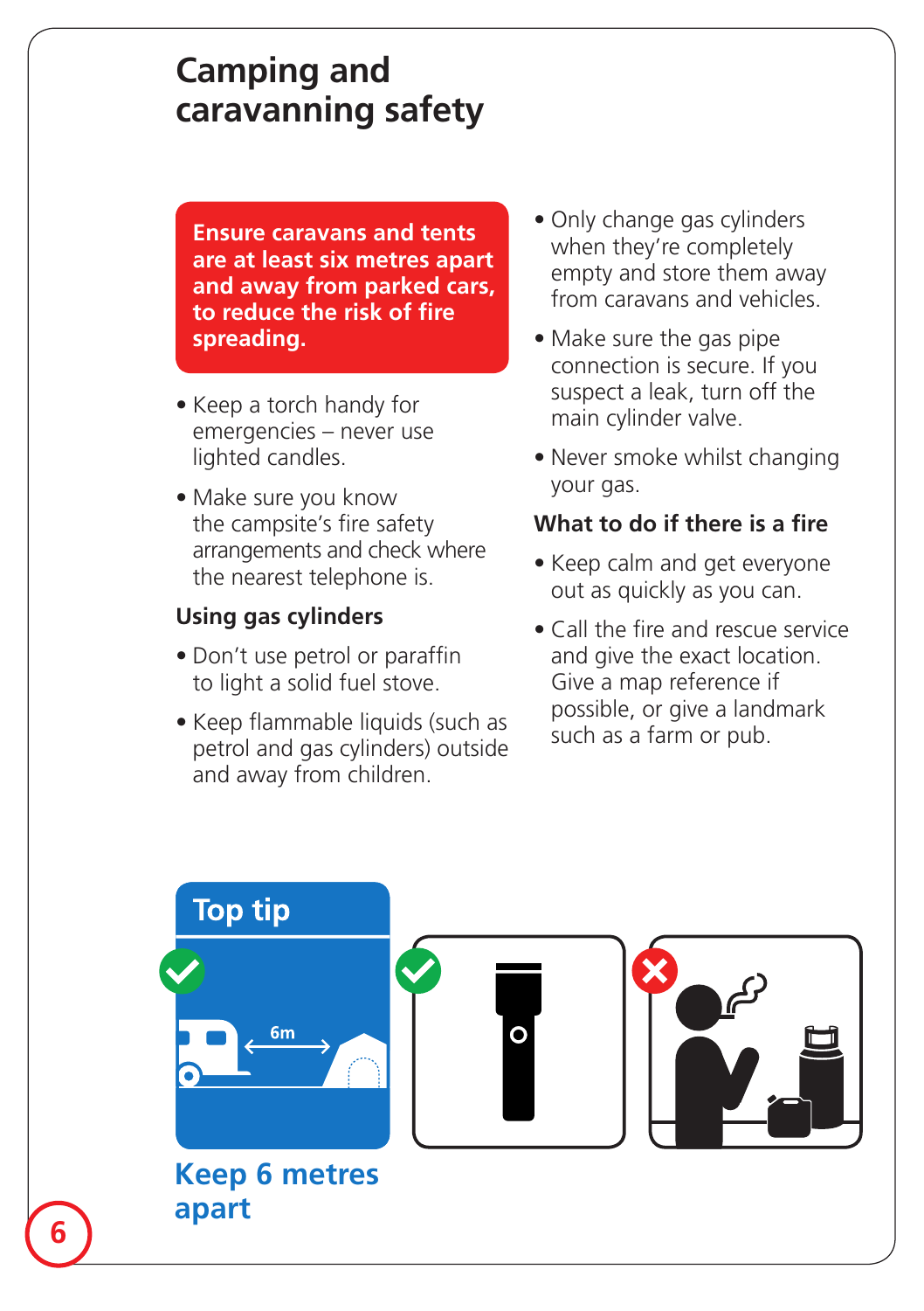# Camping and caravanning safety

**Ensure caravans and tents are at least six metres apart and away from parked cars, to reduce the risk of fire spreading.**

- Keep a torch handy for emergencies – never use lighted candles.
- Make sure you know the campsite's fire safety arrangements and check where the nearest telephone is.

### Using gas cylinders

- Don't use petrol or paraffin to light a solid fuel stove.
- Keep flammable liquids (such as petrol and gas cylinders) outside and away from children.
- Only change gas cylinders when they're completely empty and store them away from caravans and vehicles.
- Make sure the gas pipe connection is secure. If you suspect a leak, turn off the main cylinder valve.
- Never smoke whilst changing your gas.

### What to do if there is a fire

- Keep calm and get everyone out as quickly as you can.
- Call the fire and rescue service and give the exact location. Give a map reference if possible, or give a landmark such as a farm or pub.

## Top tip

6m

**Keep 6 metres apart**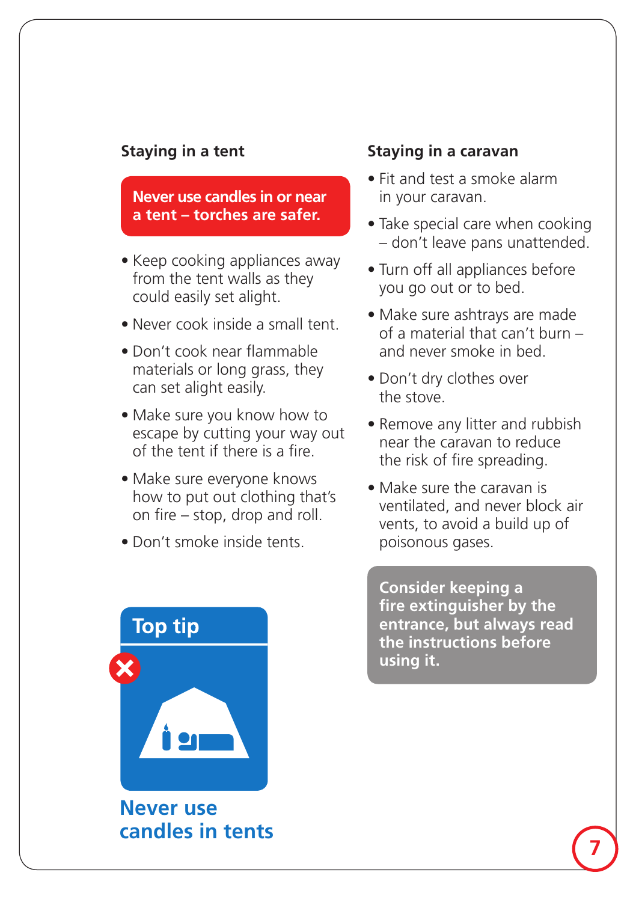## Staying in a tent

**Never use candles in or near a tent – torches are safer.**

- Keep cooking appliances away from the tent walls as they could easily set alight.
- Never cook inside a small tent.
- Don't cook near flammable materials or long grass, they can set alight easily.
- Make sure you know how to escape by cutting your way out of the tent if there is a fire.
- Make sure everyone knows how to put out clothing that's on fire – stop, drop and roll.
- Don't smoke inside tents.

**Top tip**

**Never use candles in tents**

## Staying in a caravan

- Fit and test a smoke alarm in your caravan.
- Take special care when cooking – don't leave pans unattended.
- Turn off all appliances before you go out or to bed.
- Make sure ashtrays are made of a material that can't burn – and never smoke in bed.
- Don't dry clothes over the stove.
- Remove any litter and rubbish near the caravan to reduce the risk of fire spreading.
- Make sure the caravan is ventilated, and never block air vents, to avoid a build up of poisonous gases.

**Consider keeping a fire extinguisher by the entrance, but always read the instructions before using it.**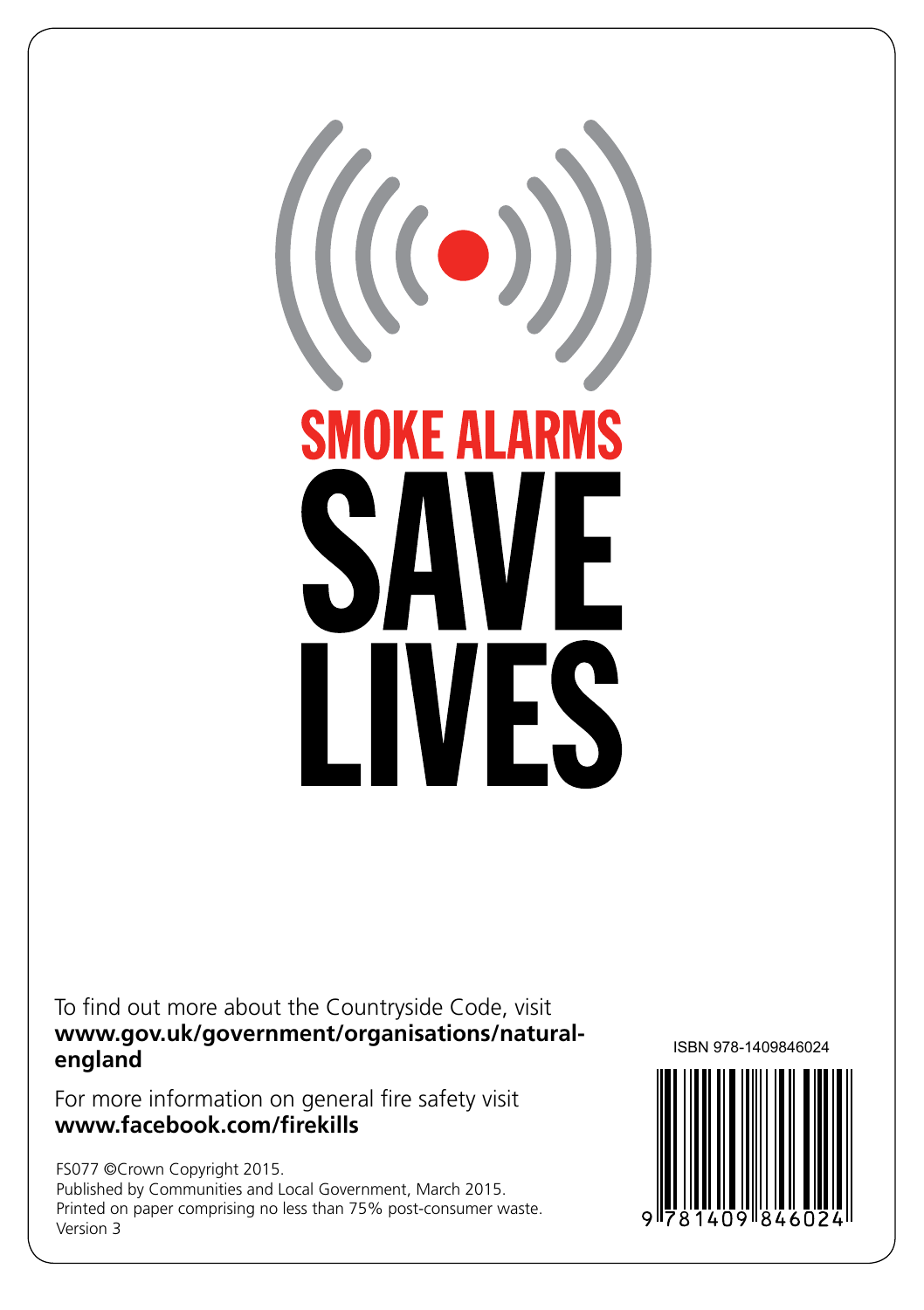# SMOKE ALARMS SAVE LIVES

To find out more about the Countryside Code, visit
**www.gov.uk/government/organisations/natural-england**

For more information on general fire safety visit
**www.facebook.com/firekills**

FS077 ©Crown Copyright 2015.
Published by Communities and Local Government, March 2015.
Printed on paper comprising no less than 75% post-consumer waste.
Version 3

ISBN 978-1409846024

9 781409 846024